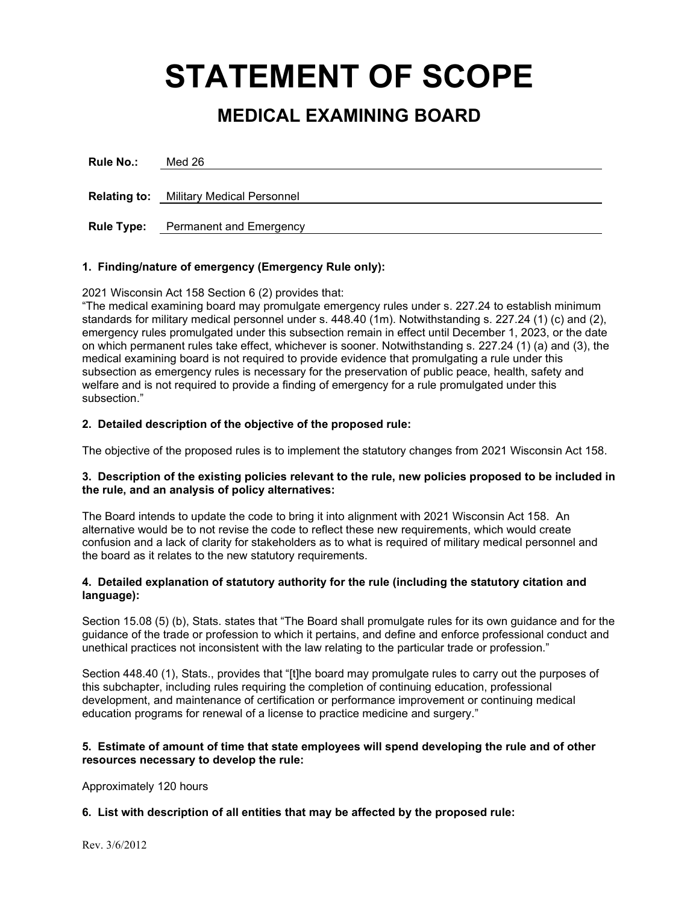# STATEMENT OF SCOPE

## MEDICAL EXAMINING BOARD

**Rule No.:** Med 26

**Relating to:** Military Medical Personnel

**Rule Type:** Permanent and Emergency

**1. Finding/nature of emergency (Emergency Rule only):**

2021 Wisconsin Act 158 Section 6 (2) provides that:
"The medical examining board may promulgate emergency rules under s. 227.24 to establish minimum standards for military medical personnel under s. 448.40 (1m). Notwithstanding s. 227.24 (1) (c) and (2), emergency rules promulgated under this subsection remain in effect until December 1, 2023, or the date on which permanent rules take effect, whichever is sooner. Notwithstanding s. 227.24 (1) (a) and (3), the medical examining board is not required to provide evidence that promulgating a rule under this subsection as emergency rules is necessary for the preservation of public peace, health, safety and welfare and is not required to provide a finding of emergency for a rule promulgated under this subsection."

**2. Detailed description of the objective of the proposed rule:**

The objective of the proposed rules is to implement the statutory changes from 2021 Wisconsin Act 158.

**3. Description of the existing policies relevant to the rule, new policies proposed to be included in the rule, and an analysis of policy alternatives:**

The Board intends to update the code to bring it into alignment with 2021 Wisconsin Act 158. An alternative would be to not revise the code to reflect these new requirements, which would create confusion and a lack of clarity for stakeholders as to what is required of military medical personnel and the board as it relates to the new statutory requirements.

**4. Detailed explanation of statutory authority for the rule (including the statutory citation and language):**

Section 15.08 (5) (b), Stats. states that "The Board shall promulgate rules for its own guidance and for the guidance of the trade or profession to which it pertains, and define and enforce professional conduct and unethical practices not inconsistent with the law relating to the particular trade or profession."

Section 448.40 (1), Stats., provides that "[t]he board may promulgate rules to carry out the purposes of this subchapter, including rules requiring the completion of continuing education, professional development, and maintenance of certification or performance improvement or continuing medical education programs for renewal of a license to practice medicine and surgery."

**5. Estimate of amount of time that state employees will spend developing the rule and of other resources necessary to develop the rule:**

Approximately 120 hours

**6. List with description of all entities that may be affected by the proposed rule:**

Rev. 3/6/2012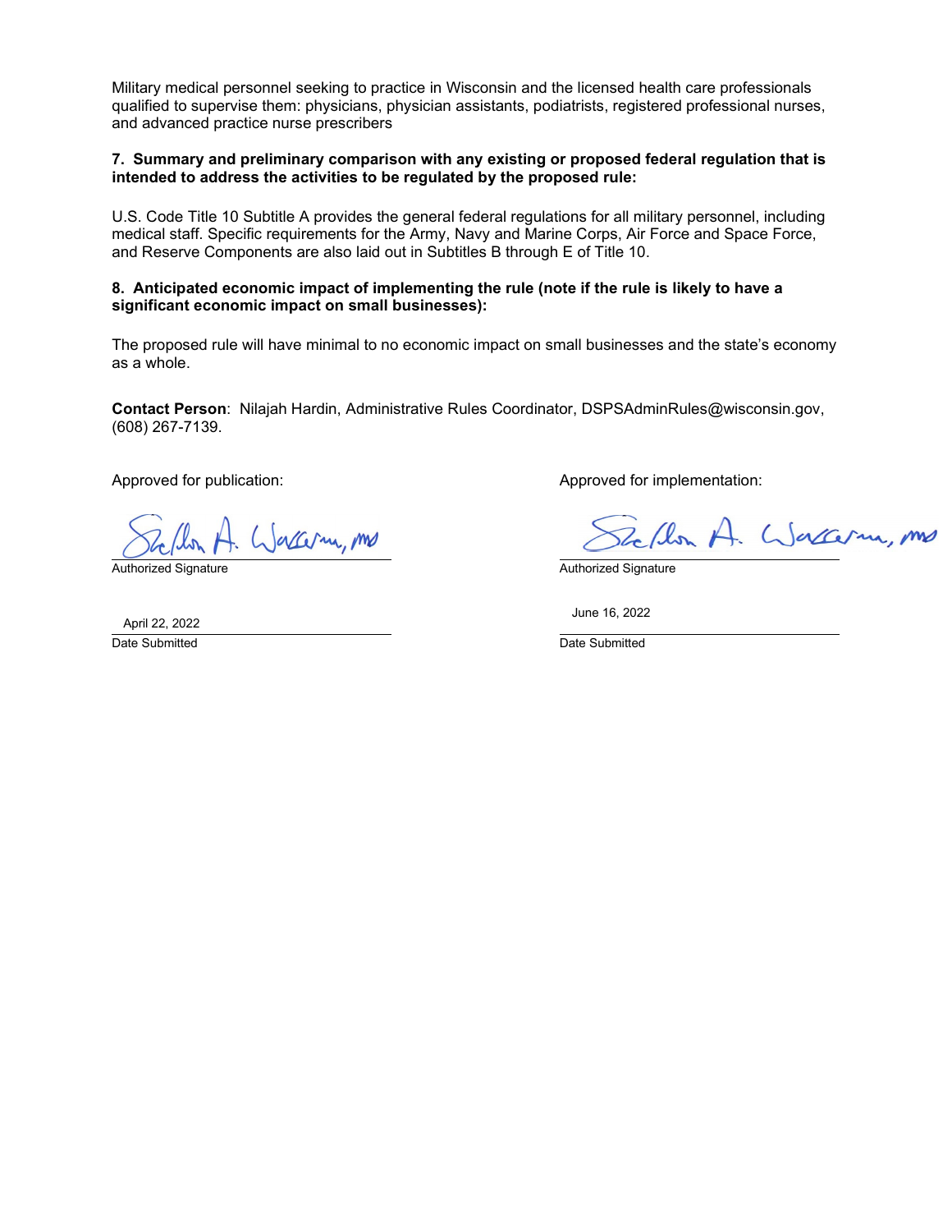Military medical personnel seeking to practice in Wisconsin and the licensed health care professionals qualified to supervise them: physicians, physician assistants, podiatrists, registered professional nurses, and advanced practice nurse prescribers

**7. Summary and preliminary comparison with any existing or proposed federal regulation that is intended to address the activities to be regulated by the proposed rule:**

U.S. Code Title 10 Subtitle A provides the general federal regulations for all military personnel, including medical staff. Specific requirements for the Army, Navy and Marine Corps, Air Force and Space Force, and Reserve Components are also laid out in Subtitles B through E of Title 10.

**8. Anticipated economic impact of implementing the rule (note if the rule is likely to have a significant economic impact on small businesses):**

The proposed rule will have minimal to no economic impact on small businesses and the state's economy as a whole.

**Contact Person**: Nilajah Hardin, Administrative Rules Coordinator, DSPSAdminRules@wisconsin.gov, (608) 267-7139.

Approved for publication:

Sheldon A. Wasserman, MD

Authorized Signature

April 22, 2022

Date Submitted

Approved for implementation:

Sheldon A. Wasserman, MD

Authorized Signature

June 16, 2022

Date Submitted